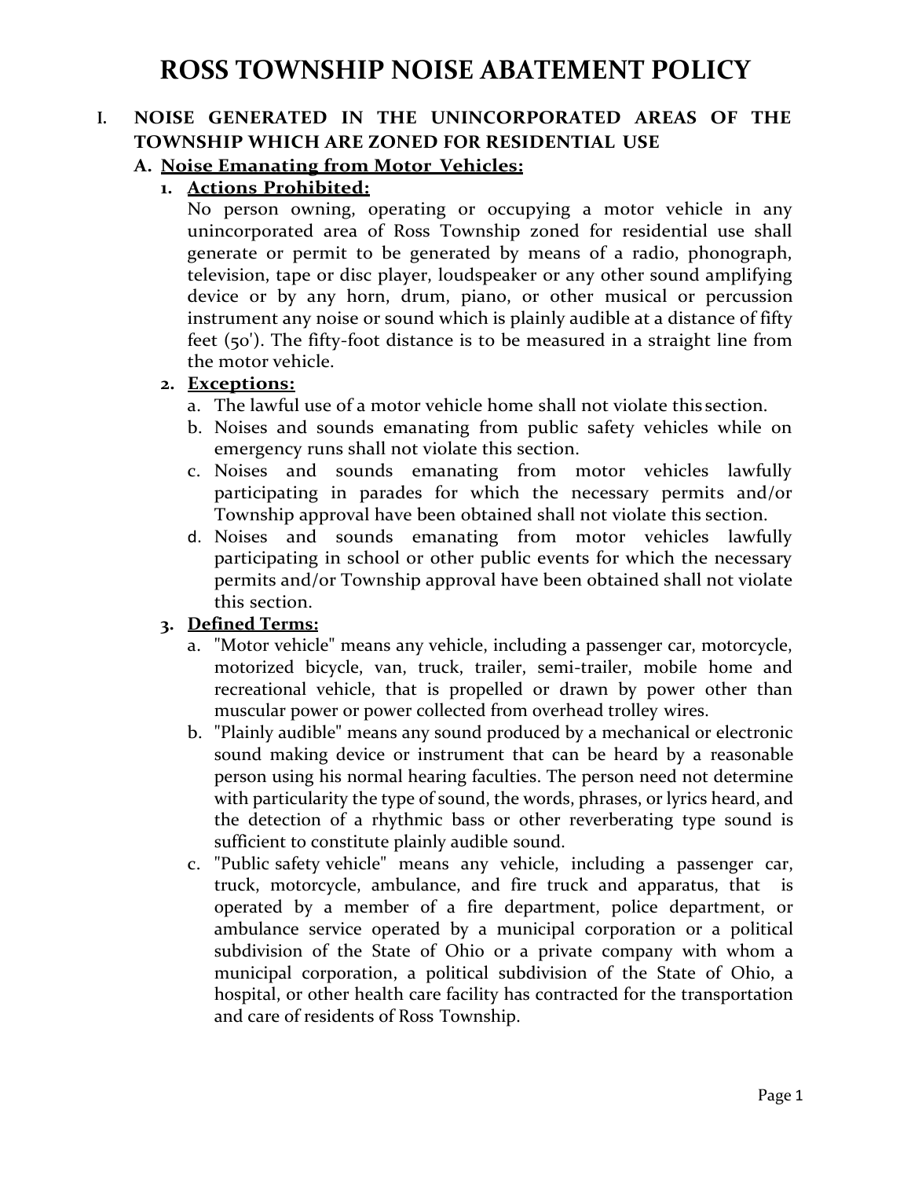# ROSS TOWNSHIP NOISE ABATEMENT POLICY

## I. NOISE GENERATED IN THE UNINCORPORATED AREAS OF THE TOWNSHIP WHICH ARE ZONED FOR RESIDENTIAL USE

### A. Noise Emanating from Motor Vehicles:

1. **Actions Prohibited:**

   No person owning, operating or occupying a motor vehicle in any unincorporated area of Ross Township zoned for residential use shall generate or permit to be generated by means of a radio, phonograph, television, tape or disc player, loudspeaker or any other sound amplifying device or by any horn, drum, piano, or other musical or percussion instrument any noise or sound which is plainly audible at a distance of fifty feet (50'). The fifty-foot distance is to be measured in a straight line from the motor vehicle.

2. **Exceptions:**

   a. The lawful use of a motor vehicle home shall not violate this section.

   b. Noises and sounds emanating from public safety vehicles while on emergency runs shall not violate this section.

   c. Noises and sounds emanating from motor vehicles lawfully participating in parades for which the necessary permits and/or Township approval have been obtained shall not violate this section.

   d. Noises and sounds emanating from motor vehicles lawfully participating in school or other public events for which the necessary permits and/or Township approval have been obtained shall not violate this section.

3. **Defined Terms:**

   a. "Motor vehicle" means any vehicle, including a passenger car, motorcycle, motorized bicycle, van, truck, trailer, semi-trailer, mobile home and recreational vehicle, that is propelled or drawn by power other than muscular power or power collected from overhead trolley wires.

   b. "Plainly audible" means any sound produced by a mechanical or electronic sound making device or instrument that can be heard by a reasonable person using his normal hearing faculties. The person need not determine with particularity the type of sound, the words, phrases, or lyrics heard, and the detection of a rhythmic bass or other reverberating type sound is sufficient to constitute plainly audible sound.

   c. "Public safety vehicle" means any vehicle, including a passenger car, truck, motorcycle, ambulance, and fire truck and apparatus, that is operated by a member of a fire department, police department, or ambulance service operated by a municipal corporation or a political subdivision of the State of Ohio or a private company with whom a municipal corporation, a political subdivision of the State of Ohio, a hospital, or other health care facility has contracted for the transportation and care of residents of Ross Township.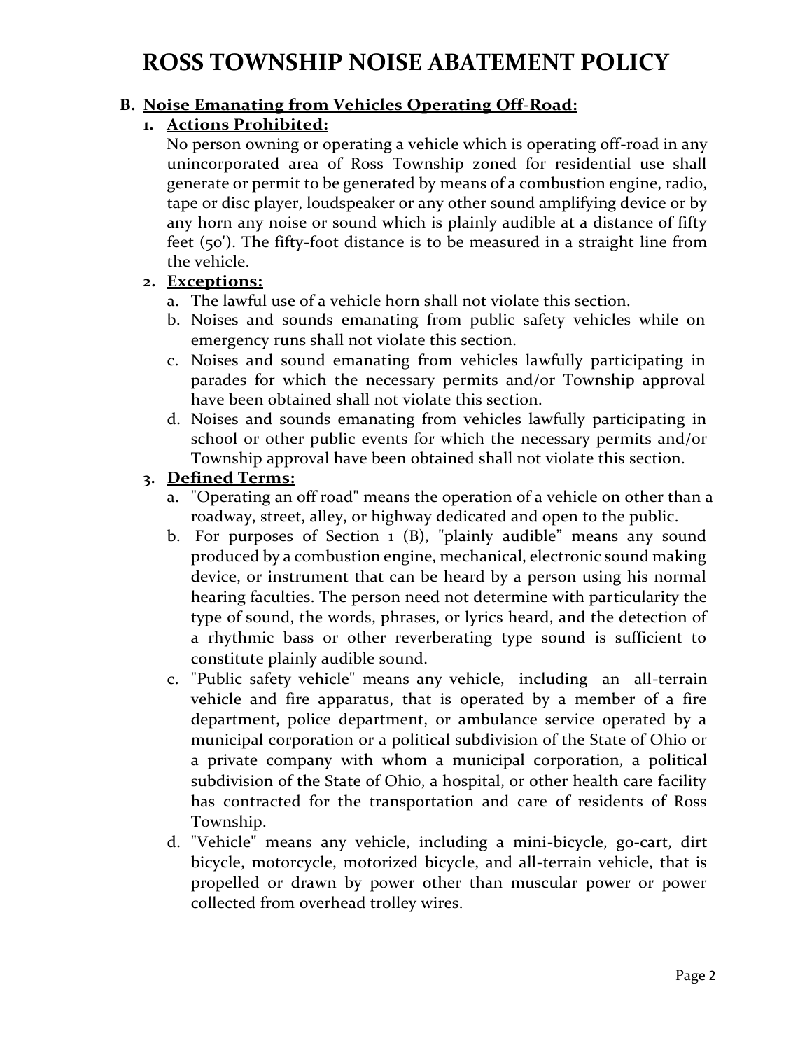# ROSS TOWNSHIP NOISE ABATEMENT POLICY

**B. Noise Emanating from Vehicles Operating Off-Road:**

1. **Actions Prohibited:**

   No person owning or operating a vehicle which is operating off-road in any unincorporated area of Ross Township zoned for residential use shall generate or permit to be generated by means of a combustion engine, radio, tape or disc player, loudspeaker or any other sound amplifying device or by any horn any noise or sound which is plainly audible at a distance of fifty feet (50'). The fifty-foot distance is to be measured in a straight line from the vehicle.

2. **Exceptions:**

   a. The lawful use of a vehicle horn shall not violate this section.

   b. Noises and sounds emanating from public safety vehicles while on emergency runs shall not violate this section.

   c. Noises and sound emanating from vehicles lawfully participating in parades for which the necessary permits and/or Township approval have been obtained shall not violate this section.

   d. Noises and sounds emanating from vehicles lawfully participating in school or other public events for which the necessary permits and/or Township approval have been obtained shall not violate this section.

3. **Defined Terms:**

   a. "Operating an off road" means the operation of a vehicle on other than a roadway, street, alley, or highway dedicated and open to the public.

   b. For purposes of Section 1 (B), "plainly audible" means any sound produced by a combustion engine, mechanical, electronic sound making device, or instrument that can be heard by a person using his normal hearing faculties. The person need not determine with particularity the type of sound, the words, phrases, or lyrics heard, and the detection of a rhythmic bass or other reverberating type sound is sufficient to constitute plainly audible sound.

   c. "Public safety vehicle" means any vehicle, including an all-terrain vehicle and fire apparatus, that is operated by a member of a fire department, police department, or ambulance service operated by a municipal corporation or a political subdivision of the State of Ohio or a private company with whom a municipal corporation, a political subdivision of the State of Ohio, a hospital, or other health care facility has contracted for the transportation and care of residents of Ross Township.

   d. "Vehicle" means any vehicle, including a mini-bicycle, go-cart, dirt bicycle, motorcycle, motorized bicycle, and all-terrain vehicle, that is propelled or drawn by power other than muscular power or power collected from overhead trolley wires.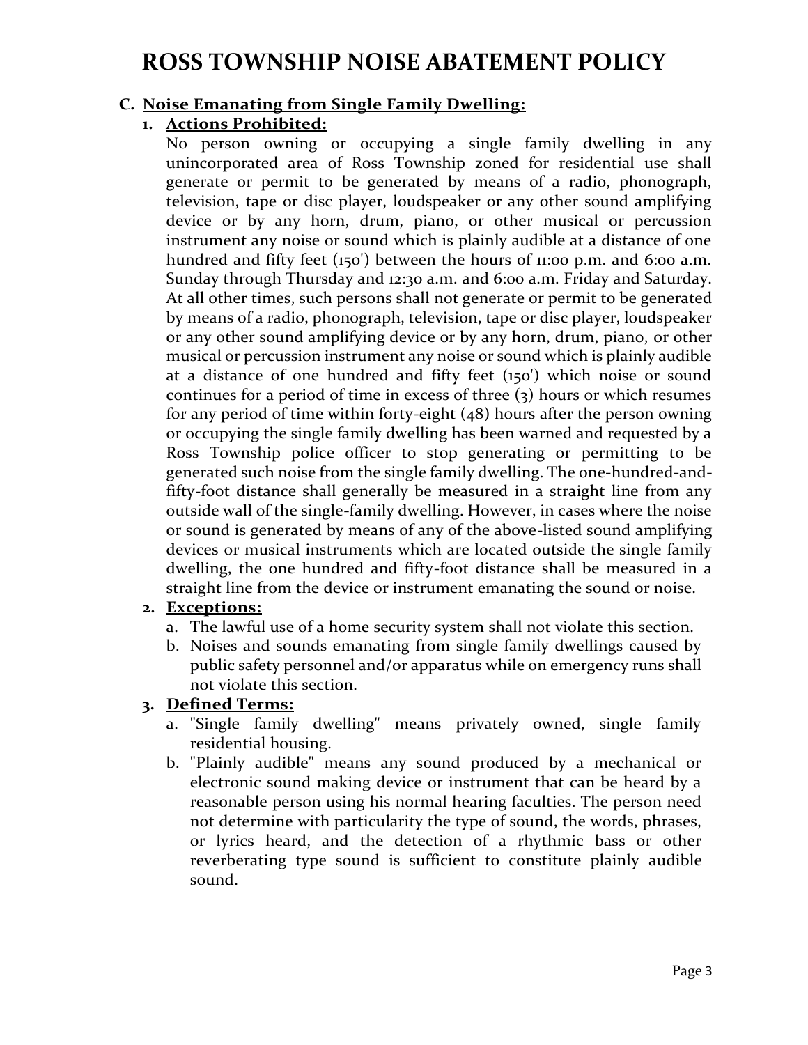# ROSS TOWNSHIP NOISE ABATEMENT POLICY

**C. Noise Emanating from Single Family Dwelling:**

**1. Actions Prohibited:**

No person owning or occupying a single family dwelling in any unincorporated area of Ross Township zoned for residential use shall generate or permit to be generated by means of a radio, phonograph, television, tape or disc player, loudspeaker or any other sound amplifying device or by any horn, drum, piano, or other musical or percussion instrument any noise or sound which is plainly audible at a distance of one hundred and fifty feet (150') between the hours of 11:00 p.m. and 6:00 a.m. Sunday through Thursday and 12:30 a.m. and 6:00 a.m. Friday and Saturday. At all other times, such persons shall not generate or permit to be generated by means of a radio, phonograph, television, tape or disc player, loudspeaker or any other sound amplifying device or by any horn, drum, piano, or other musical or percussion instrument any noise or sound which is plainly audible at a distance of one hundred and fifty feet (150') which noise or sound continues for a period of time in excess of three (3) hours or which resumes for any period of time within forty-eight (48) hours after the person owning or occupying the single family dwelling has been warned and requested by a Ross Township police officer to stop generating or permitting to be generated such noise from the single family dwelling. The one-hundred-and-fifty-foot distance shall generally be measured in a straight line from any outside wall of the single-family dwelling. However, in cases where the noise or sound is generated by means of any of the above-listed sound amplifying devices or musical instruments which are located outside the single family dwelling, the one hundred and fifty-foot distance shall be measured in a straight line from the device or instrument emanating the sound or noise.

**2. Exceptions:**

a. The lawful use of a home security system shall not violate this section.
b. Noises and sounds emanating from single family dwellings caused by public safety personnel and/or apparatus while on emergency runs shall not violate this section.

**3. Defined Terms:**

a. "Single family dwelling" means privately owned, single family residential housing.
b. "Plainly audible" means any sound produced by a mechanical or electronic sound making device or instrument that can be heard by a reasonable person using his normal hearing faculties. The person need not determine with particularity the type of sound, the words, phrases, or lyrics heard, and the detection of a rhythmic bass or other reverberating type sound is sufficient to constitute plainly audible sound.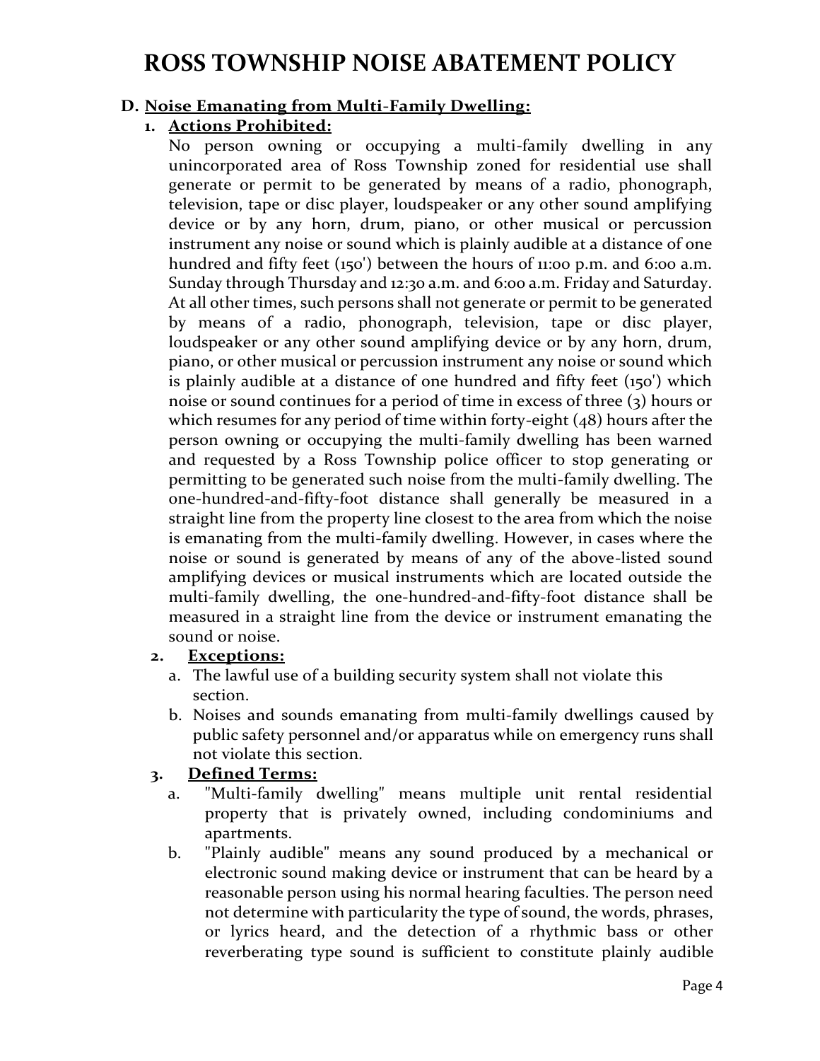# ROSS TOWNSHIP NOISE ABATEMENT POLICY

**D. Noise Emanating from Multi-Family Dwelling:**

1. **Actions Prohibited:**

   No person owning or occupying a multi-family dwelling in any unincorporated area of Ross Township zoned for residential use shall generate or permit to be generated by means of a radio, phonograph, television, tape or disc player, loudspeaker or any other sound amplifying device or by any horn, drum, piano, or other musical or percussion instrument any noise or sound which is plainly audible at a distance of one hundred and fifty feet (150') between the hours of 11:00 p.m. and 6:00 a.m. Sunday through Thursday and 12:30 a.m. and 6:00 a.m. Friday and Saturday. At all other times, such persons shall not generate or permit to be generated by means of a radio, phonograph, television, tape or disc player, loudspeaker or any other sound amplifying device or by any horn, drum, piano, or other musical or percussion instrument any noise or sound which is plainly audible at a distance of one hundred and fifty feet (150') which noise or sound continues for a period of time in excess of three (3) hours or which resumes for any period of time within forty-eight (48) hours after the person owning or occupying the multi-family dwelling has been warned and requested by a Ross Township police officer to stop generating or permitting to be generated such noise from the multi-family dwelling. The one-hundred-and-fifty-foot distance shall generally be measured in a straight line from the property line closest to the area from which the noise is emanating from the multi-family dwelling. However, in cases where the noise or sound is generated by means of any of the above-listed sound amplifying devices or musical instruments which are located outside the multi-family dwelling, the one-hundred-and-fifty-foot distance shall be measured in a straight line from the device or instrument emanating the sound or noise.

2. **Exceptions:**
   a. The lawful use of a building security system shall not violate this section.
   b. Noises and sounds emanating from multi-family dwellings caused by public safety personnel and/or apparatus while on emergency runs shall not violate this section.

3. **Defined Terms:**
   a. "Multi-family dwelling" means multiple unit rental residential property that is privately owned, including condominiums and apartments.
   b. "Plainly audible" means any sound produced by a mechanical or electronic sound making device or instrument that can be heard by a reasonable person using his normal hearing faculties. The person need not determine with particularity the type of sound, the words, phrases, or lyrics heard, and the detection of a rhythmic bass or other reverberating type sound is sufficient to constitute plainly audible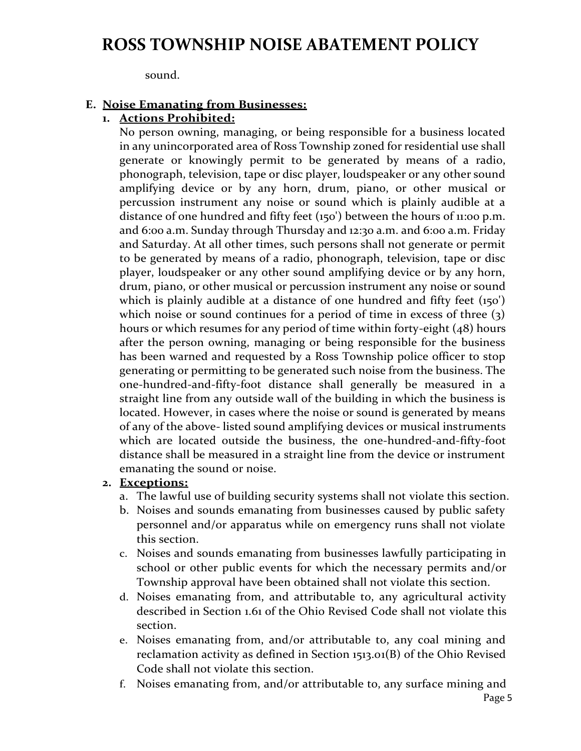sound.

**E. Noise Emanating from Businesses:**

**1. Actions Prohibited:**

No person owning, managing, or being responsible for a business located in any unincorporated area of Ross Township zoned for residential use shall generate or knowingly permit to be generated by means of a radio, phonograph, television, tape or disc player, loudspeaker or any other sound amplifying device or by any horn, drum, piano, or other musical or percussion instrument any noise or sound which is plainly audible at a distance of one hundred and fifty feet (150') between the hours of 11:00 p.m. and 6:00 a.m. Sunday through Thursday and 12:30 a.m. and 6:00 a.m. Friday and Saturday. At all other times, such persons shall not generate or permit to be generated by means of a radio, phonograph, television, tape or disc player, loudspeaker or any other sound amplifying device or by any horn, drum, piano, or other musical or percussion instrument any noise or sound which is plainly audible at a distance of one hundred and fifty feet (150') which noise or sound continues for a period of time in excess of three (3) hours or which resumes for any period of time within forty-eight (48) hours after the person owning, managing or being responsible for the business has been warned and requested by a Ross Township police officer to stop generating or permitting to be generated such noise from the business. The one-hundred-and-fifty-foot distance shall generally be measured in a straight line from any outside wall of the building in which the business is located. However, in cases where the noise or sound is generated by means of any of the above- listed sound amplifying devices or musical instruments which are located outside the business, the one-hundred-and-fifty-foot distance shall be measured in a straight line from the device or instrument emanating the sound or noise.

**2. Exceptions:**

a. The lawful use of building security systems shall not violate this section.

b. Noises and sounds emanating from businesses caused by public safety personnel and/or apparatus while on emergency runs shall not violate this section.

c. Noises and sounds emanating from businesses lawfully participating in school or other public events for which the necessary permits and/or Township approval have been obtained shall not violate this section.

d. Noises emanating from, and attributable to, any agricultural activity described in Section 1.61 of the Ohio Revised Code shall not violate this section.

e. Noises emanating from, and/or attributable to, any coal mining and reclamation activity as defined in Section 1513.01(B) of the Ohio Revised Code shall not violate this section.

f. Noises emanating from, and/or attributable to, any surface mining and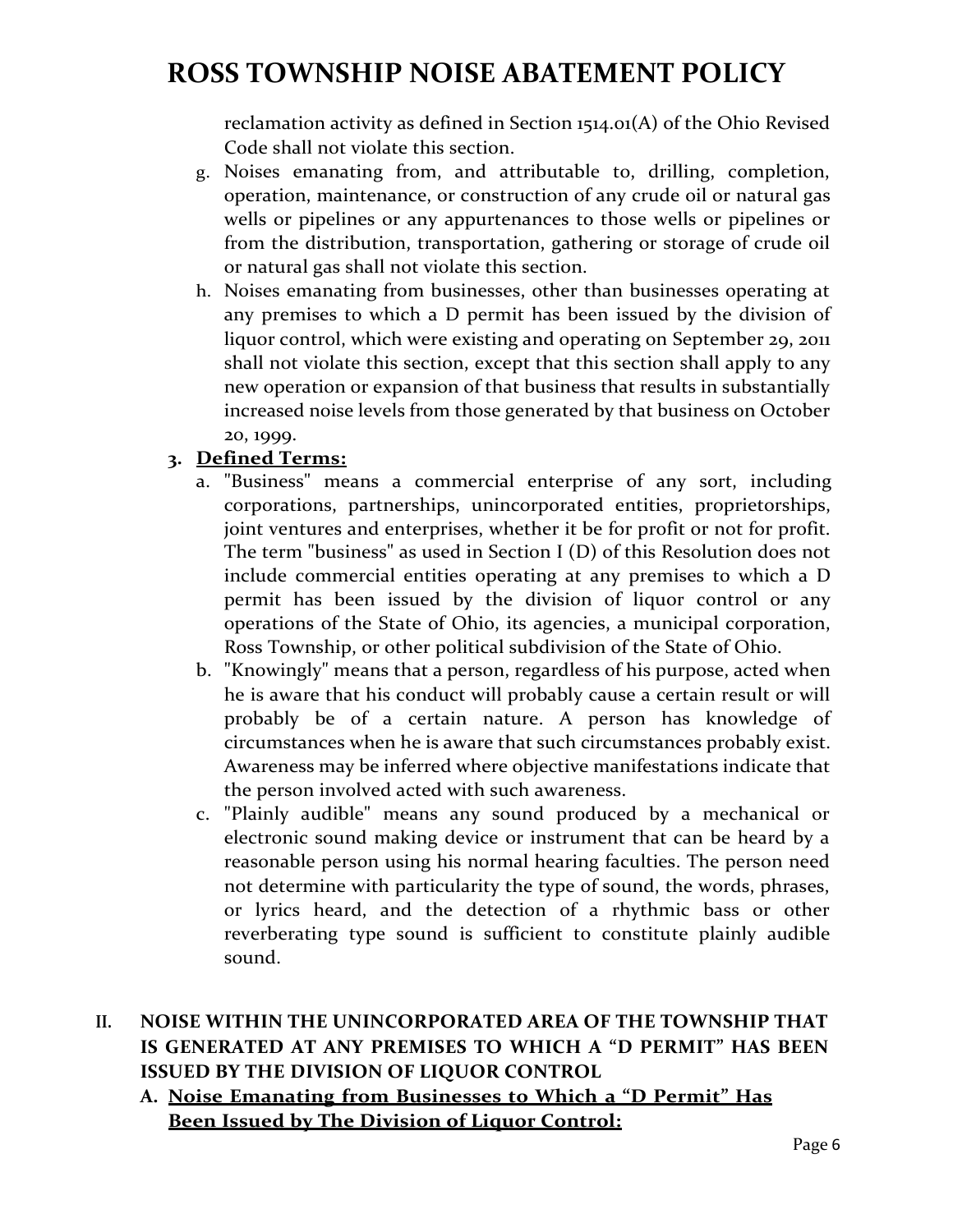reclamation activity as defined in Section 1514.01(A) of the Ohio Revised Code shall not violate this section.

g. Noises emanating from, and attributable to, drilling, completion, operation, maintenance, or construction of any crude oil or natural gas wells or pipelines or any appurtenances to those wells or pipelines or from the distribution, transportation, gathering or storage of crude oil or natural gas shall not violate this section.

h. Noises emanating from businesses, other than businesses operating at any premises to which a D permit has been issued by the division of liquor control, which were existing and operating on September 29, 2011 shall not violate this section, except that this section shall apply to any new operation or expansion of that business that results in substantially increased noise levels from those generated by that business on October 20, 1999.

**3. Defined Terms:**

a. "Business" means a commercial enterprise of any sort, including corporations, partnerships, unincorporated entities, proprietorships, joint ventures and enterprises, whether it be for profit or not for profit. The term "business" as used in Section I (D) of this Resolution does not include commercial entities operating at any premises to which a D permit has been issued by the division of liquor control or any operations of the State of Ohio, its agencies, a municipal corporation, Ross Township, or other political subdivision of the State of Ohio.

b. "Knowingly" means that a person, regardless of his purpose, acted when he is aware that his conduct will probably cause a certain result or will probably be of a certain nature. A person has knowledge of circumstances when he is aware that such circumstances probably exist. Awareness may be inferred where objective manifestations indicate that the person involved acted with such awareness.

c. "Plainly audible" means any sound produced by a mechanical or electronic sound making device or instrument that can be heard by a reasonable person using his normal hearing faculties. The person need not determine with particularity the type of sound, the words, phrases, or lyrics heard, and the detection of a rhythmic bass or other reverberating type sound is sufficient to constitute plainly audible sound.

## II. NOISE WITHIN THE UNINCORPORATED AREA OF THE TOWNSHIP THAT IS GENERATED AT ANY PREMISES TO WHICH A "D PERMIT" HAS BEEN ISSUED BY THE DIVISION OF LIQUOR CONTROL

### A. Noise Emanating from Businesses to Which a "D Permit" Has Been Issued by The Division of Liquor Control: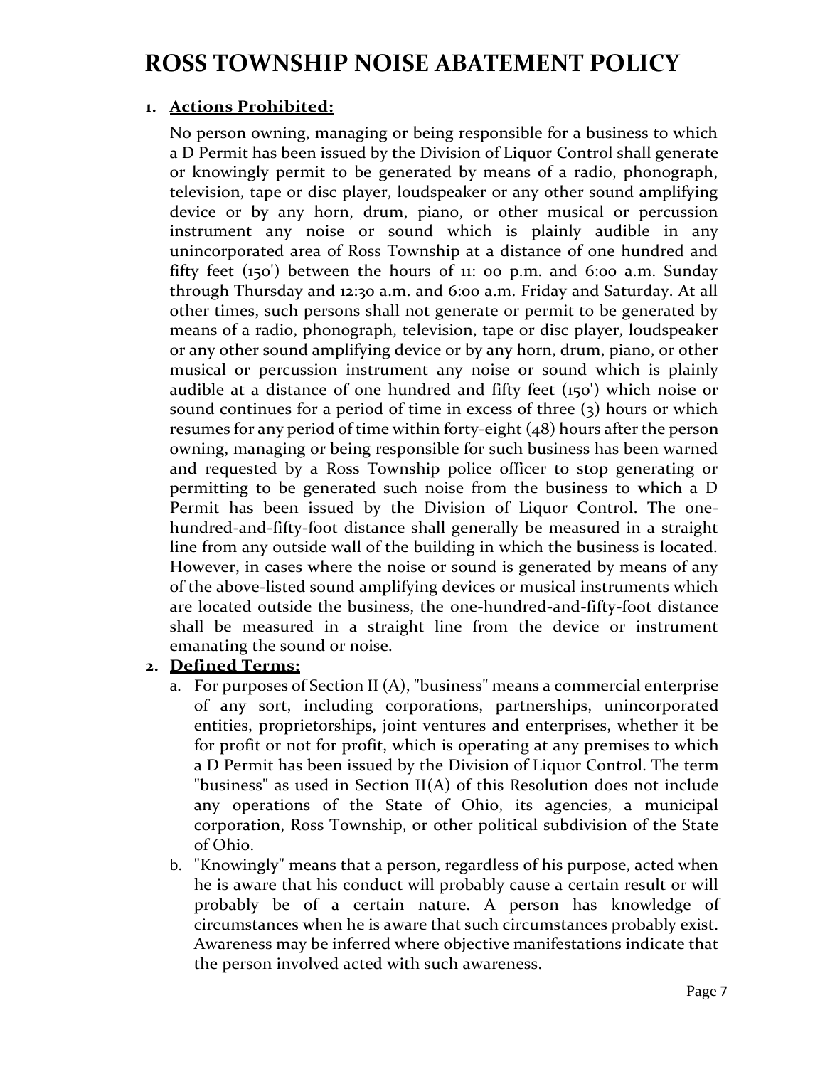# ROSS TOWNSHIP NOISE ABATEMENT POLICY

1. **Actions Prohibited:**

   No person owning, managing or being responsible for a business to which a D Permit has been issued by the Division of Liquor Control shall generate or knowingly permit to be generated by means of a radio, phonograph, television, tape or disc player, loudspeaker or any other sound amplifying device or by any horn, drum, piano, or other musical or percussion instrument any noise or sound which is plainly audible in any unincorporated area of Ross Township at a distance of one hundred and fifty feet (150') between the hours of 11: 00 p.m. and 6:00 a.m. Sunday through Thursday and 12:30 a.m. and 6:00 a.m. Friday and Saturday. At all other times, such persons shall not generate or permit to be generated by means of a radio, phonograph, television, tape or disc player, loudspeaker or any other sound amplifying device or by any horn, drum, piano, or other musical or percussion instrument any noise or sound which is plainly audible at a distance of one hundred and fifty feet (150') which noise or sound continues for a period of time in excess of three (3) hours or which resumes for any period of time within forty-eight (48) hours after the person owning, managing or being responsible for such business has been warned and requested by a Ross Township police officer to stop generating or permitting to be generated such noise from the business to which a D Permit has been issued by the Division of Liquor Control. The one-hundred-and-fifty-foot distance shall generally be measured in a straight line from any outside wall of the building in which the business is located. However, in cases where the noise or sound is generated by means of any of the above-listed sound amplifying devices or musical instruments which are located outside the business, the one-hundred-and-fifty-foot distance shall be measured in a straight line from the device or instrument emanating the sound or noise.

2. **Defined Terms:**

   a. For purposes of Section II (A), "business" means a commercial enterprise of any sort, including corporations, partnerships, unincorporated entities, proprietorships, joint ventures and enterprises, whether it be for profit or not for profit, which is operating at any premises to which a D Permit has been issued by the Division of Liquor Control. The term "business" as used in Section II(A) of this Resolution does not include any operations of the State of Ohio, its agencies, a municipal corporation, Ross Township, or other political subdivision of the State of Ohio.

   b. "Knowingly" means that a person, regardless of his purpose, acted when he is aware that his conduct will probably cause a certain result or will probably be of a certain nature. A person has knowledge of circumstances when he is aware that such circumstances probably exist. Awareness may be inferred where objective manifestations indicate that the person involved acted with such awareness.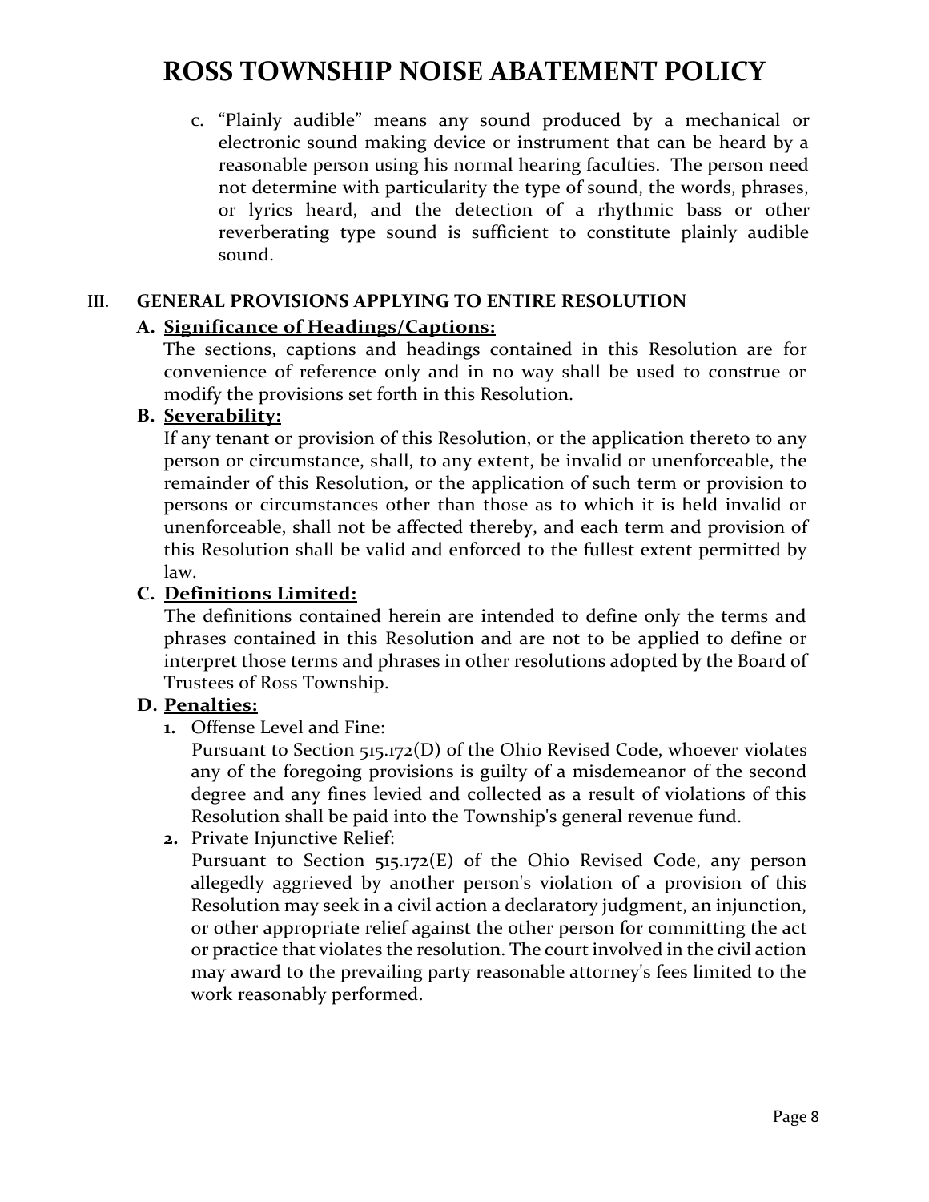c. "Plainly audible" means any sound produced by a mechanical or electronic sound making device or instrument that can be heard by a reasonable person using his normal hearing faculties. The person need not determine with particularity the type of sound, the words, phrases, or lyrics heard, and the detection of a rhythmic bass or other reverberating type sound is sufficient to constitute plainly audible sound.

## III. GENERAL PROVISIONS APPLYING TO ENTIRE RESOLUTION

### A. Significance of Headings/Captions:

The sections, captions and headings contained in this Resolution are for convenience of reference only and in no way shall be used to construe or modify the provisions set forth in this Resolution.

### B. Severability:

If any tenant or provision of this Resolution, or the application thereto to any person or circumstance, shall, to any extent, be invalid or unenforceable, the remainder of this Resolution, or the application of such term or provision to persons or circumstances other than those as to which it is held invalid or unenforceable, shall not be affected thereby, and each term and provision of this Resolution shall be valid and enforced to the fullest extent permitted by law.

### C. Definitions Limited:

The definitions contained herein are intended to define only the terms and phrases contained in this Resolution and are not to be applied to define or interpret those terms and phrases in other resolutions adopted by the Board of Trustees of Ross Township.

### D. Penalties:

1. Offense Level and Fine:
   Pursuant to Section 515.172(D) of the Ohio Revised Code, whoever violates any of the foregoing provisions is guilty of a misdemeanor of the second degree and any fines levied and collected as a result of violations of this Resolution shall be paid into the Township's general revenue fund.
2. Private Injunctive Relief:
   Pursuant to Section 515.172(E) of the Ohio Revised Code, any person allegedly aggrieved by another person's violation of a provision of this Resolution may seek in a civil action a declaratory judgment, an injunction, or other appropriate relief against the other person for committing the act or practice that violates the resolution. The court involved in the civil action may award to the prevailing party reasonable attorney's fees limited to the work reasonably performed.